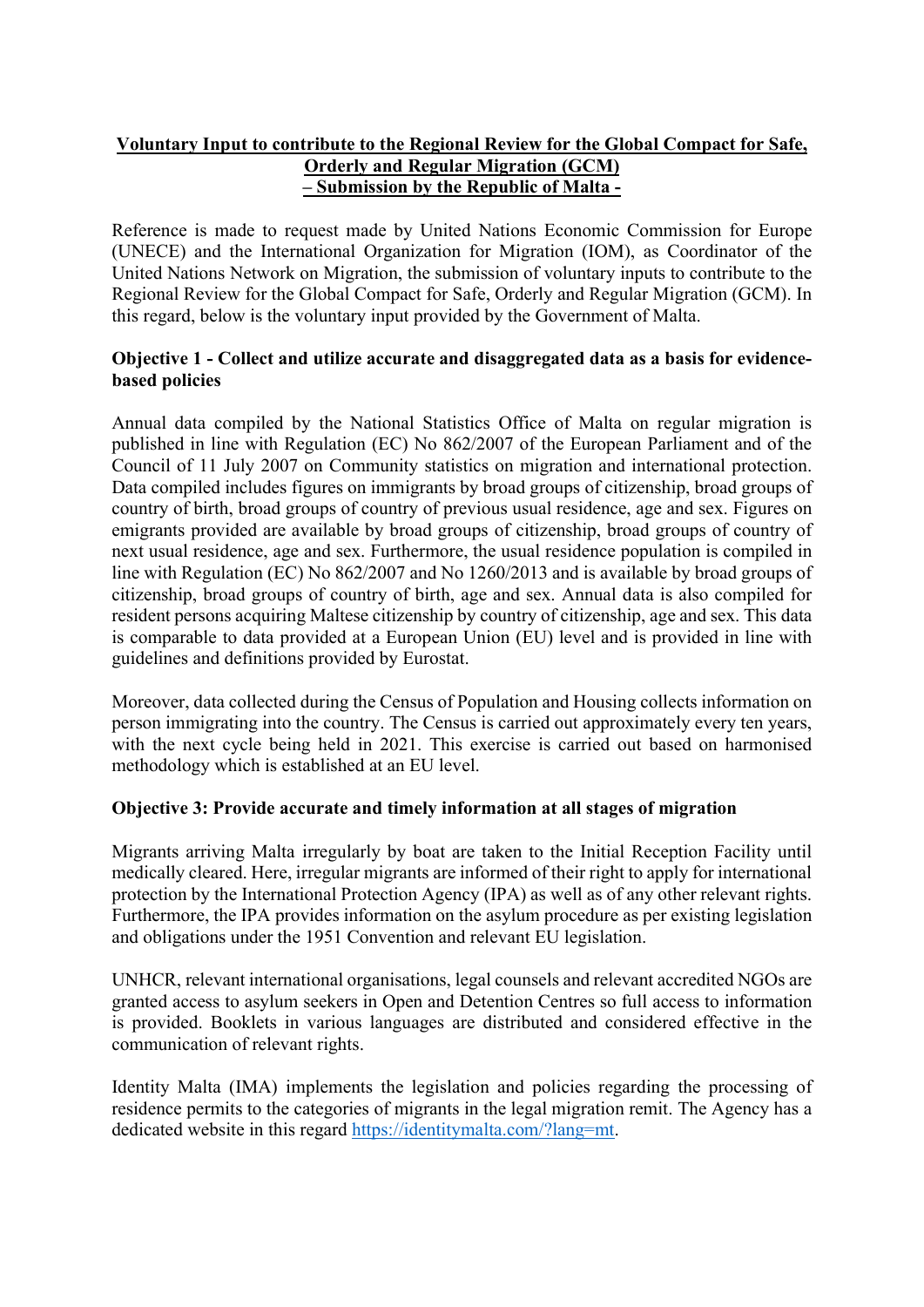**<u>Voluntary Input to contribute to the Regional Review for the Global Compact for Safe, Orderly and Regular Migration (GCM)</u>**
**<u>– Submission by the Republic of Malta -</u>**

Reference is made to request made by United Nations Economic Commission for Europe (UNECE) and the International Organization for Migration (IOM), as Coordinator of the United Nations Network on Migration, the submission of voluntary inputs to contribute to the Regional Review for the Global Compact for Safe, Orderly and Regular Migration (GCM). In this regard, below is the voluntary input provided by the Government of Malta.

**Objective 1 - Collect and utilize accurate and disaggregated data as a basis for evidence-based policies**

Annual data compiled by the National Statistics Office of Malta on regular migration is published in line with Regulation (EC) No 862/2007 of the European Parliament and of the Council of 11 July 2007 on Community statistics on migration and international protection. Data compiled includes figures on immigrants by broad groups of citizenship, broad groups of country of birth, broad groups of country of previous usual residence, age and sex. Figures on emigrants provided are available by broad groups of citizenship, broad groups of country of next usual residence, age and sex. Furthermore, the usual residence population is compiled in line with Regulation (EC) No 862/2007 and No 1260/2013 and is available by broad groups of citizenship, broad groups of country of birth, age and sex. Annual data is also compiled for resident persons acquiring Maltese citizenship by country of citizenship, age and sex. This data is comparable to data provided at a European Union (EU) level and is provided in line with guidelines and definitions provided by Eurostat.

Moreover, data collected during the Census of Population and Housing collects information on person immigrating into the country. The Census is carried out approximately every ten years, with the next cycle being held in 2021. This exercise is carried out based on harmonised methodology which is established at an EU level.

**Objective 3: Provide accurate and timely information at all stages of migration**

Migrants arriving Malta irregularly by boat are taken to the Initial Reception Facility until medically cleared. Here, irregular migrants are informed of their right to apply for international protection by the International Protection Agency (IPA) as well as of any other relevant rights. Furthermore, the IPA provides information on the asylum procedure as per existing legislation and obligations under the 1951 Convention and relevant EU legislation.

UNHCR, relevant international organisations, legal counsels and relevant accredited NGOs are granted access to asylum seekers in Open and Detention Centres so full access to information is provided. Booklets in various languages are distributed and considered effective in the communication of relevant rights.

Identity Malta (IMA) implements the legislation and policies regarding the processing of residence permits to the categories of migrants in the legal migration remit. The Agency has a dedicated website in this regard [https://identitymalta.com/?lang=mt](https://identitymalta.com/?lang=mt).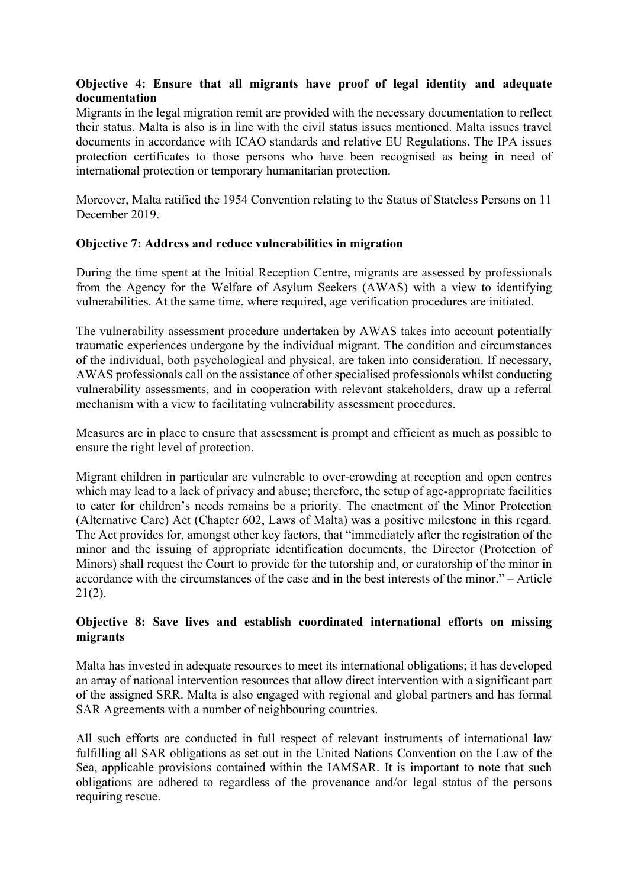**Objective 4: Ensure that all migrants have proof of legal identity and adequate documentation**

Migrants in the legal migration remit are provided with the necessary documentation to reflect their status. Malta is also is in line with the civil status issues mentioned. Malta issues travel documents in accordance with ICAO standards and relative EU Regulations. The IPA issues protection certificates to those persons who have been recognised as being in need of international protection or temporary humanitarian protection.

Moreover, Malta ratified the 1954 Convention relating to the Status of Stateless Persons on 11 December 2019.

**Objective 7: Address and reduce vulnerabilities in migration**

During the time spent at the Initial Reception Centre, migrants are assessed by professionals from the Agency for the Welfare of Asylum Seekers (AWAS) with a view to identifying vulnerabilities. At the same time, where required, age verification procedures are initiated.

The vulnerability assessment procedure undertaken by AWAS takes into account potentially traumatic experiences undergone by the individual migrant. The condition and circumstances of the individual, both psychological and physical, are taken into consideration. If necessary, AWAS professionals call on the assistance of other specialised professionals whilst conducting vulnerability assessments, and in cooperation with relevant stakeholders, draw up a referral mechanism with a view to facilitating vulnerability assessment procedures.

Measures are in place to ensure that assessment is prompt and efficient as much as possible to ensure the right level of protection.

Migrant children in particular are vulnerable to over-crowding at reception and open centres which may lead to a lack of privacy and abuse; therefore, the setup of age-appropriate facilities to cater for children's needs remains be a priority. The enactment of the Minor Protection (Alternative Care) Act (Chapter 602, Laws of Malta) was a positive milestone in this regard. The Act provides for, amongst other key factors, that "immediately after the registration of the minor and the issuing of appropriate identification documents, the Director (Protection of Minors) shall request the Court to provide for the tutorship and, or curatorship of the minor in accordance with the circumstances of the case and in the best interests of the minor." – Article 21(2).

**Objective 8: Save lives and establish coordinated international efforts on missing migrants**

Malta has invested in adequate resources to meet its international obligations; it has developed an array of national intervention resources that allow direct intervention with a significant part of the assigned SRR. Malta is also engaged with regional and global partners and has formal SAR Agreements with a number of neighbouring countries.

All such efforts are conducted in full respect of relevant instruments of international law fulfilling all SAR obligations as set out in the United Nations Convention on the Law of the Sea, applicable provisions contained within the IAMSAR. It is important to note that such obligations are adhered to regardless of the provenance and/or legal status of the persons requiring rescue.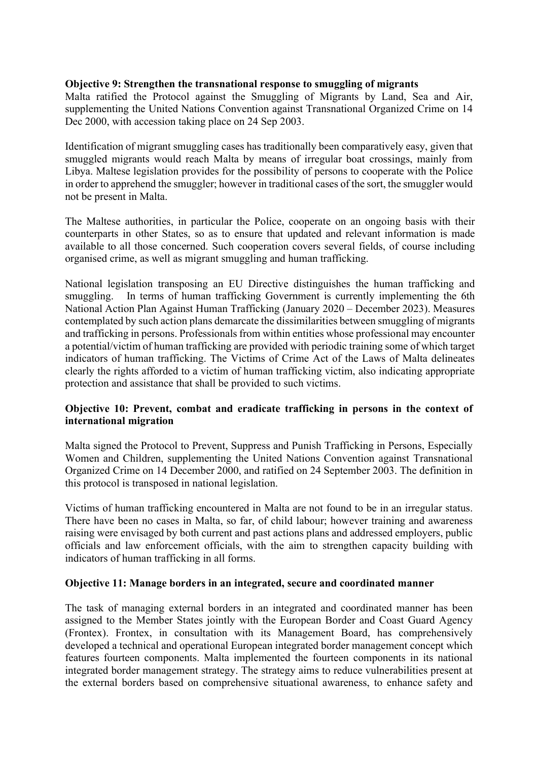**Objective 9: Strengthen the transnational response to smuggling of migrants**

Malta ratified the Protocol against the Smuggling of Migrants by Land, Sea and Air, supplementing the United Nations Convention against Transnational Organized Crime on 14 Dec 2000, with accession taking place on 24 Sep 2003.

Identification of migrant smuggling cases has traditionally been comparatively easy, given that smuggled migrants would reach Malta by means of irregular boat crossings, mainly from Libya. Maltese legislation provides for the possibility of persons to cooperate with the Police in order to apprehend the smuggler; however in traditional cases of the sort, the smuggler would not be present in Malta.

The Maltese authorities, in particular the Police, cooperate on an ongoing basis with their counterparts in other States, so as to ensure that updated and relevant information is made available to all those concerned. Such cooperation covers several fields, of course including organised crime, as well as migrant smuggling and human trafficking.

National legislation transposing an EU Directive distinguishes the human trafficking and smuggling. In terms of human trafficking Government is currently implementing the 6th National Action Plan Against Human Trafficking (January 2020 – December 2023). Measures contemplated by such action plans demarcate the dissimilarities between smuggling of migrants and trafficking in persons. Professionals from within entities whose professional may encounter a potential/victim of human trafficking are provided with periodic training some of which target indicators of human trafficking. The Victims of Crime Act of the Laws of Malta delineates clearly the rights afforded to a victim of human trafficking victim, also indicating appropriate protection and assistance that shall be provided to such victims.

**Objective 10: Prevent, combat and eradicate trafficking in persons in the context of international migration**

Malta signed the Protocol to Prevent, Suppress and Punish Trafficking in Persons, Especially Women and Children, supplementing the United Nations Convention against Transnational Organized Crime on 14 December 2000, and ratified on 24 September 2003. The definition in this protocol is transposed in national legislation.

Victims of human trafficking encountered in Malta are not found to be in an irregular status. There have been no cases in Malta, so far, of child labour; however training and awareness raising were envisaged by both current and past actions plans and addressed employers, public officials and law enforcement officials, with the aim to strengthen capacity building with indicators of human trafficking in all forms.

**Objective 11: Manage borders in an integrated, secure and coordinated manner**

The task of managing external borders in an integrated and coordinated manner has been assigned to the Member States jointly with the European Border and Coast Guard Agency (Frontex). Frontex, in consultation with its Management Board, has comprehensively developed a technical and operational European integrated border management concept which features fourteen components. Malta implemented the fourteen components in its national integrated border management strategy. The strategy aims to reduce vulnerabilities present at the external borders based on comprehensive situational awareness, to enhance safety and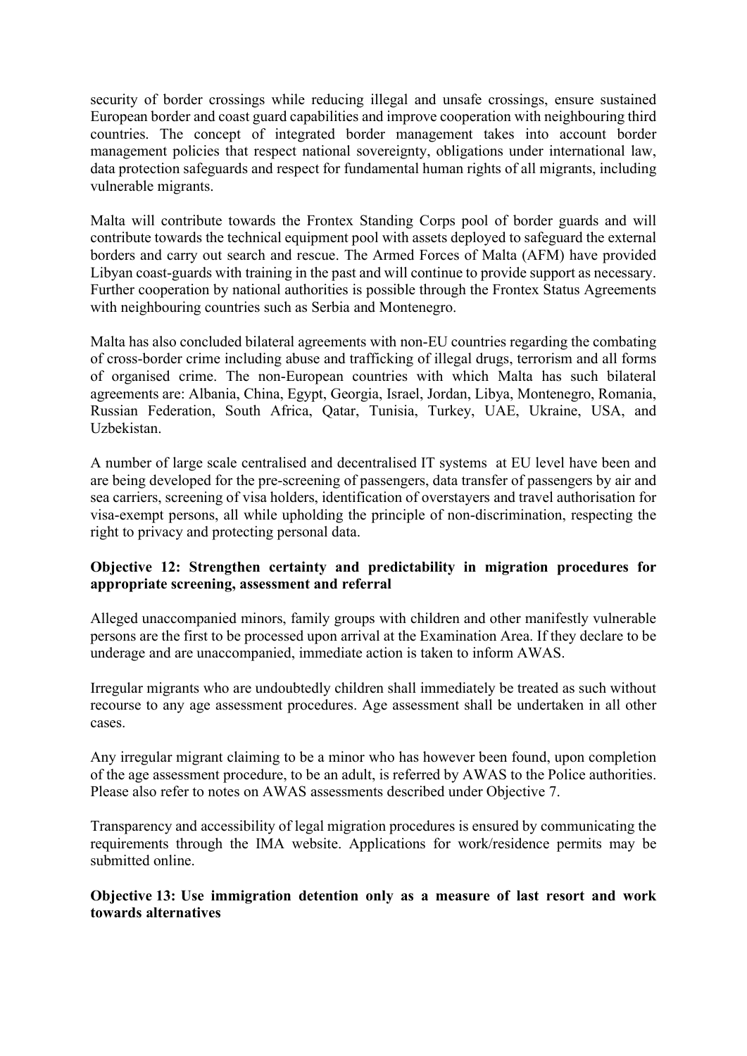security of border crossings while reducing illegal and unsafe crossings, ensure sustained European border and coast guard capabilities and improve cooperation with neighbouring third countries. The concept of integrated border management takes into account border management policies that respect national sovereignty, obligations under international law, data protection safeguards and respect for fundamental human rights of all migrants, including vulnerable migrants.

Malta will contribute towards the Frontex Standing Corps pool of border guards and will contribute towards the technical equipment pool with assets deployed to safeguard the external borders and carry out search and rescue. The Armed Forces of Malta (AFM) have provided Libyan coast-guards with training in the past and will continue to provide support as necessary. Further cooperation by national authorities is possible through the Frontex Status Agreements with neighbouring countries such as Serbia and Montenegro.

Malta has also concluded bilateral agreements with non-EU countries regarding the combating of cross-border crime including abuse and trafficking of illegal drugs, terrorism and all forms of organised crime. The non-European countries with which Malta has such bilateral agreements are: Albania, China, Egypt, Georgia, Israel, Jordan, Libya, Montenegro, Romania, Russian Federation, South Africa, Qatar, Tunisia, Turkey, UAE, Ukraine, USA, and Uzbekistan.

A number of large scale centralised and decentralised IT systems at EU level have been and are being developed for the pre-screening of passengers, data transfer of passengers by air and sea carriers, screening of visa holders, identification of overstayers and travel authorisation for visa-exempt persons, all while upholding the principle of non-discrimination, respecting the right to privacy and protecting personal data.

**Objective 12: Strengthen certainty and predictability in migration procedures for appropriate screening, assessment and referral**

Alleged unaccompanied minors, family groups with children and other manifestly vulnerable persons are the first to be processed upon arrival at the Examination Area. If they declare to be underage and are unaccompanied, immediate action is taken to inform AWAS.

Irregular migrants who are undoubtedly children shall immediately be treated as such without recourse to any age assessment procedures. Age assessment shall be undertaken in all other cases.

Any irregular migrant claiming to be a minor who has however been found, upon completion of the age assessment procedure, to be an adult, is referred by AWAS to the Police authorities. Please also refer to notes on AWAS assessments described under Objective 7.

Transparency and accessibility of legal migration procedures is ensured by communicating the requirements through the IMA website. Applications for work/residence permits may be submitted online.

**Objective 13: Use immigration detention only as a measure of last resort and work towards alternatives**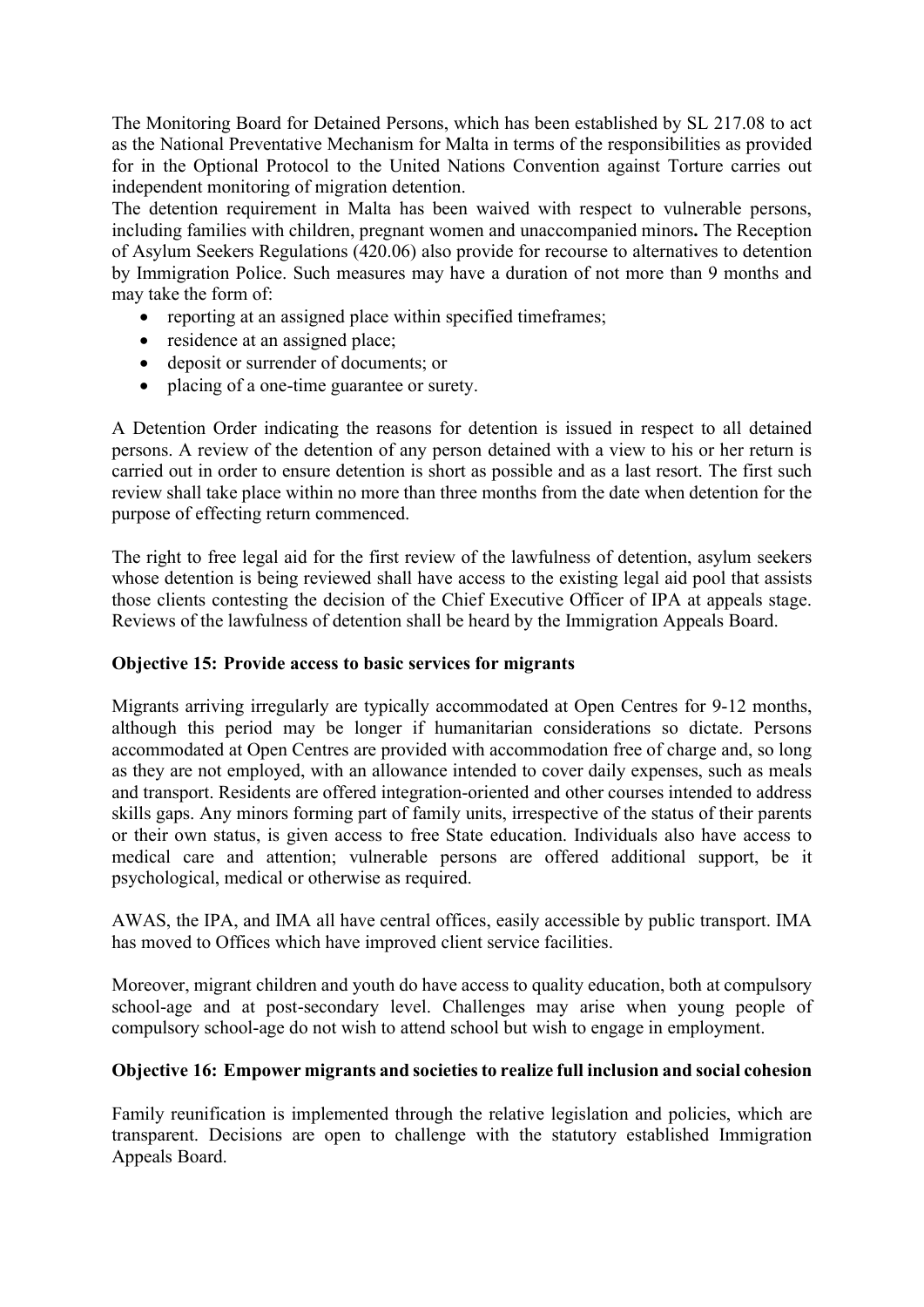The Monitoring Board for Detained Persons, which has been established by SL 217.08 to act as the National Preventative Mechanism for Malta in terms of the responsibilities as provided for in the Optional Protocol to the United Nations Convention against Torture carries out independent monitoring of migration detention.

The detention requirement in Malta has been waived with respect to vulnerable persons, including families with children, pregnant women and unaccompanied minors**.** The Reception of Asylum Seekers Regulations (420.06) also provide for recourse to alternatives to detention by Immigration Police. Such measures may have a duration of not more than 9 months and may take the form of:

- reporting at an assigned place within specified timeframes;
- residence at an assigned place;
- deposit or surrender of documents; or
- placing of a one-time guarantee or surety.

A Detention Order indicating the reasons for detention is issued in respect to all detained persons. A review of the detention of any person detained with a view to his or her return is carried out in order to ensure detention is short as possible and as a last resort. The first such review shall take place within no more than three months from the date when detention for the purpose of effecting return commenced.

The right to free legal aid for the first review of the lawfulness of detention, asylum seekers whose detention is being reviewed shall have access to the existing legal aid pool that assists those clients contesting the decision of the Chief Executive Officer of IPA at appeals stage. Reviews of the lawfulness of detention shall be heard by the Immigration Appeals Board.

**Objective 15: Provide access to basic services for migrants**

Migrants arriving irregularly are typically accommodated at Open Centres for 9-12 months, although this period may be longer if humanitarian considerations so dictate. Persons accommodated at Open Centres are provided with accommodation free of charge and, so long as they are not employed, with an allowance intended to cover daily expenses, such as meals and transport. Residents are offered integration-oriented and other courses intended to address skills gaps. Any minors forming part of family units, irrespective of the status of their parents or their own status, is given access to free State education. Individuals also have access to medical care and attention; vulnerable persons are offered additional support, be it psychological, medical or otherwise as required.

AWAS, the IPA, and IMA all have central offices, easily accessible by public transport. IMA has moved to Offices which have improved client service facilities.

Moreover, migrant children and youth do have access to quality education, both at compulsory school-age and at post-secondary level. Challenges may arise when young people of compulsory school-age do not wish to attend school but wish to engage in employment.

**Objective 16: Empower migrants and societies to realize full inclusion and social cohesion**

Family reunification is implemented through the relative legislation and policies, which are transparent. Decisions are open to challenge with the statutory established Immigration Appeals Board.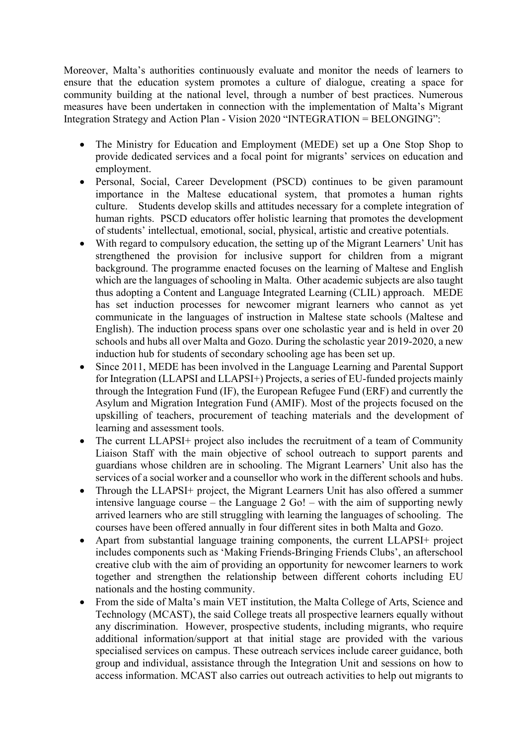Moreover, Malta's authorities continuously evaluate and monitor the needs of learners to ensure that the education system promotes a culture of dialogue, creating a space for community building at the national level, through a number of best practices. Numerous measures have been undertaken in connection with the implementation of Malta's Migrant Integration Strategy and Action Plan - Vision 2020 "INTEGRATION = BELONGING":

- The Ministry for Education and Employment (MEDE) set up a One Stop Shop to provide dedicated services and a focal point for migrants' services on education and employment.
- Personal, Social, Career Development (PSCD) continues to be given paramount importance in the Maltese educational system, that promotes a human rights culture. Students develop skills and attitudes necessary for a complete integration of human rights. PSCD educators offer holistic learning that promotes the development of students' intellectual, emotional, social, physical, artistic and creative potentials.
- With regard to compulsory education, the setting up of the Migrant Learners' Unit has strengthened the provision for inclusive support for children from a migrant background. The programme enacted focuses on the learning of Maltese and English which are the languages of schooling in Malta. Other academic subjects are also taught thus adopting a Content and Language Integrated Learning (CLIL) approach. MEDE has set induction processes for newcomer migrant learners who cannot as yet communicate in the languages of instruction in Maltese state schools (Maltese and English). The induction process spans over one scholastic year and is held in over 20 schools and hubs all over Malta and Gozo. During the scholastic year 2019-2020, a new induction hub for students of secondary schooling age has been set up.
- Since 2011, MEDE has been involved in the Language Learning and Parental Support for Integration (LLAPSI and LLAPSI+) Projects, a series of EU-funded projects mainly through the Integration Fund (IF), the European Refugee Fund (ERF) and currently the Asylum and Migration Integration Fund (AMIF). Most of the projects focused on the upskilling of teachers, procurement of teaching materials and the development of learning and assessment tools.
- The current LLAPSI+ project also includes the recruitment of a team of Community Liaison Staff with the main objective of school outreach to support parents and guardians whose children are in schooling. The Migrant Learners' Unit also has the services of a social worker and a counsellor who work in the different schools and hubs.
- Through the LLAPSI+ project, the Migrant Learners Unit has also offered a summer intensive language course – the Language 2 Go! – with the aim of supporting newly arrived learners who are still struggling with learning the languages of schooling. The courses have been offered annually in four different sites in both Malta and Gozo.
- Apart from substantial language training components, the current LLAPSI+ project includes components such as 'Making Friends-Bringing Friends Clubs', an afterschool creative club with the aim of providing an opportunity for newcomer learners to work together and strengthen the relationship between different cohorts including EU nationals and the hosting community.
- From the side of Malta's main VET institution, the Malta College of Arts, Science and Technology (MCAST), the said College treats all prospective learners equally without any discrimination. However, prospective students, including migrants, who require additional information/support at that initial stage are provided with the various specialised services on campus. These outreach services include career guidance, both group and individual, assistance through the Integration Unit and sessions on how to access information. MCAST also carries out outreach activities to help out migrants to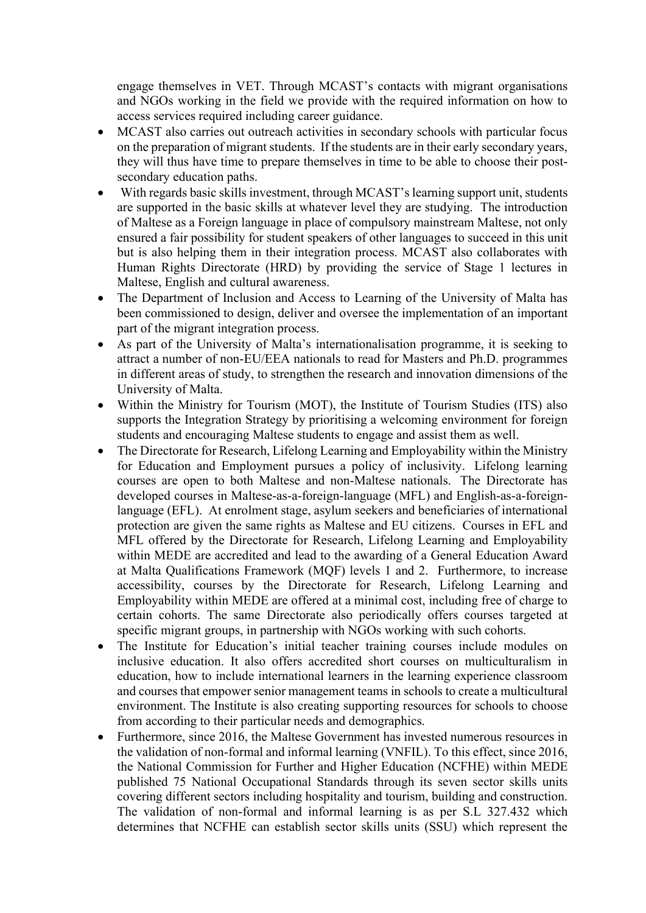engage themselves in VET. Through MCAST's contacts with migrant organisations and NGOs working in the field we provide with the required information on how to access services required including career guidance.

- MCAST also carries out outreach activities in secondary schools with particular focus on the preparation of migrant students. If the students are in their early secondary years, they will thus have time to prepare themselves in time to be able to choose their post-secondary education paths.
- With regards basic skills investment, through MCAST's learning support unit, students are supported in the basic skills at whatever level they are studying. The introduction of Maltese as a Foreign language in place of compulsory mainstream Maltese, not only ensured a fair possibility for student speakers of other languages to succeed in this unit but is also helping them in their integration process. MCAST also collaborates with Human Rights Directorate (HRD) by providing the service of Stage 1 lectures in Maltese, English and cultural awareness.
- The Department of Inclusion and Access to Learning of the University of Malta has been commissioned to design, deliver and oversee the implementation of an important part of the migrant integration process.
- As part of the University of Malta's internationalisation programme, it is seeking to attract a number of non-EU/EEA nationals to read for Masters and Ph.D. programmes in different areas of study, to strengthen the research and innovation dimensions of the University of Malta.
- Within the Ministry for Tourism (MOT), the Institute of Tourism Studies (ITS) also supports the Integration Strategy by prioritising a welcoming environment for foreign students and encouraging Maltese students to engage and assist them as well.
- The Directorate for Research, Lifelong Learning and Employability within the Ministry for Education and Employment pursues a policy of inclusivity. Lifelong learning courses are open to both Maltese and non-Maltese nationals. The Directorate has developed courses in Maltese-as-a-foreign-language (MFL) and English-as-a-foreign-language (EFL). At enrolment stage, asylum seekers and beneficiaries of international protection are given the same rights as Maltese and EU citizens. Courses in EFL and MFL offered by the Directorate for Research, Lifelong Learning and Employability within MEDE are accredited and lead to the awarding of a General Education Award at Malta Qualifications Framework (MQF) levels 1 and 2. Furthermore, to increase accessibility, courses by the Directorate for Research, Lifelong Learning and Employability within MEDE are offered at a minimal cost, including free of charge to certain cohorts. The same Directorate also periodically offers courses targeted at specific migrant groups, in partnership with NGOs working with such cohorts.
- The Institute for Education's initial teacher training courses include modules on inclusive education. It also offers accredited short courses on multiculturalism in education, how to include international learners in the learning experience classroom and courses that empower senior management teams in schools to create a multicultural environment. The Institute is also creating supporting resources for schools to choose from according to their particular needs and demographics.
- Furthermore, since 2016, the Maltese Government has invested numerous resources in the validation of non-formal and informal learning (VNFIL). To this effect, since 2016, the National Commission for Further and Higher Education (NCFHE) within MEDE published 75 National Occupational Standards through its seven sector skills units covering different sectors including hospitality and tourism, building and construction. The validation of non-formal and informal learning is as per S.L 327.432 which determines that NCFHE can establish sector skills units (SSU) which represent the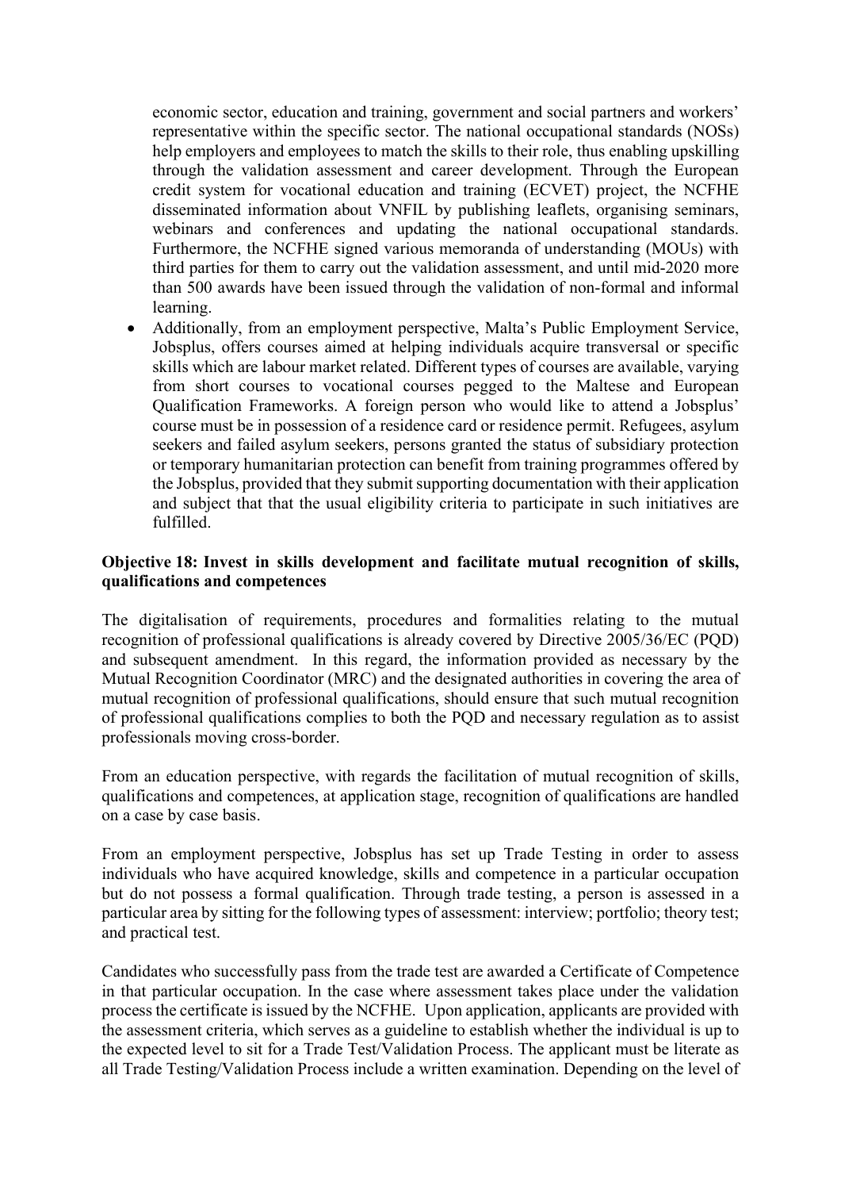economic sector, education and training, government and social partners and workers' representative within the specific sector. The national occupational standards (NOSs) help employers and employees to match the skills to their role, thus enabling upskilling through the validation assessment and career development. Through the European credit system for vocational education and training (ECVET) project, the NCFHE disseminated information about VNFIL by publishing leaflets, organising seminars, webinars and conferences and updating the national occupational standards. Furthermore, the NCFHE signed various memoranda of understanding (MOUs) with third parties for them to carry out the validation assessment, and until mid-2020 more than 500 awards have been issued through the validation of non-formal and informal learning.

- Additionally, from an employment perspective, Malta's Public Employment Service, Jobsplus, offers courses aimed at helping individuals acquire transversal or specific skills which are labour market related. Different types of courses are available, varying from short courses to vocational courses pegged to the Maltese and European Qualification Frameworks. A foreign person who would like to attend a Jobsplus' course must be in possession of a residence card or residence permit. Refugees, asylum seekers and failed asylum seekers, persons granted the status of subsidiary protection or temporary humanitarian protection can benefit from training programmes offered by the Jobsplus, provided that they submit supporting documentation with their application and subject that that the usual eligibility criteria to participate in such initiatives are fulfilled.

**Objective 18: Invest in skills development and facilitate mutual recognition of skills, qualifications and competences**

The digitalisation of requirements, procedures and formalities relating to the mutual recognition of professional qualifications is already covered by Directive 2005/36/EC (PQD) and subsequent amendment. In this regard, the information provided as necessary by the Mutual Recognition Coordinator (MRC) and the designated authorities in covering the area of mutual recognition of professional qualifications, should ensure that such mutual recognition of professional qualifications complies to both the PQD and necessary regulation as to assist professionals moving cross-border.

From an education perspective, with regards the facilitation of mutual recognition of skills, qualifications and competences, at application stage, recognition of qualifications are handled on a case by case basis.

From an employment perspective, Jobsplus has set up Trade Testing in order to assess individuals who have acquired knowledge, skills and competence in a particular occupation but do not possess a formal qualification. Through trade testing, a person is assessed in a particular area by sitting for the following types of assessment: interview; portfolio; theory test; and practical test.

Candidates who successfully pass from the trade test are awarded a Certificate of Competence in that particular occupation. In the case where assessment takes place under the validation process the certificate is issued by the NCFHE. Upon application, applicants are provided with the assessment criteria, which serves as a guideline to establish whether the individual is up to the expected level to sit for a Trade Test/Validation Process. The applicant must be literate as all Trade Testing/Validation Process include a written examination. Depending on the level of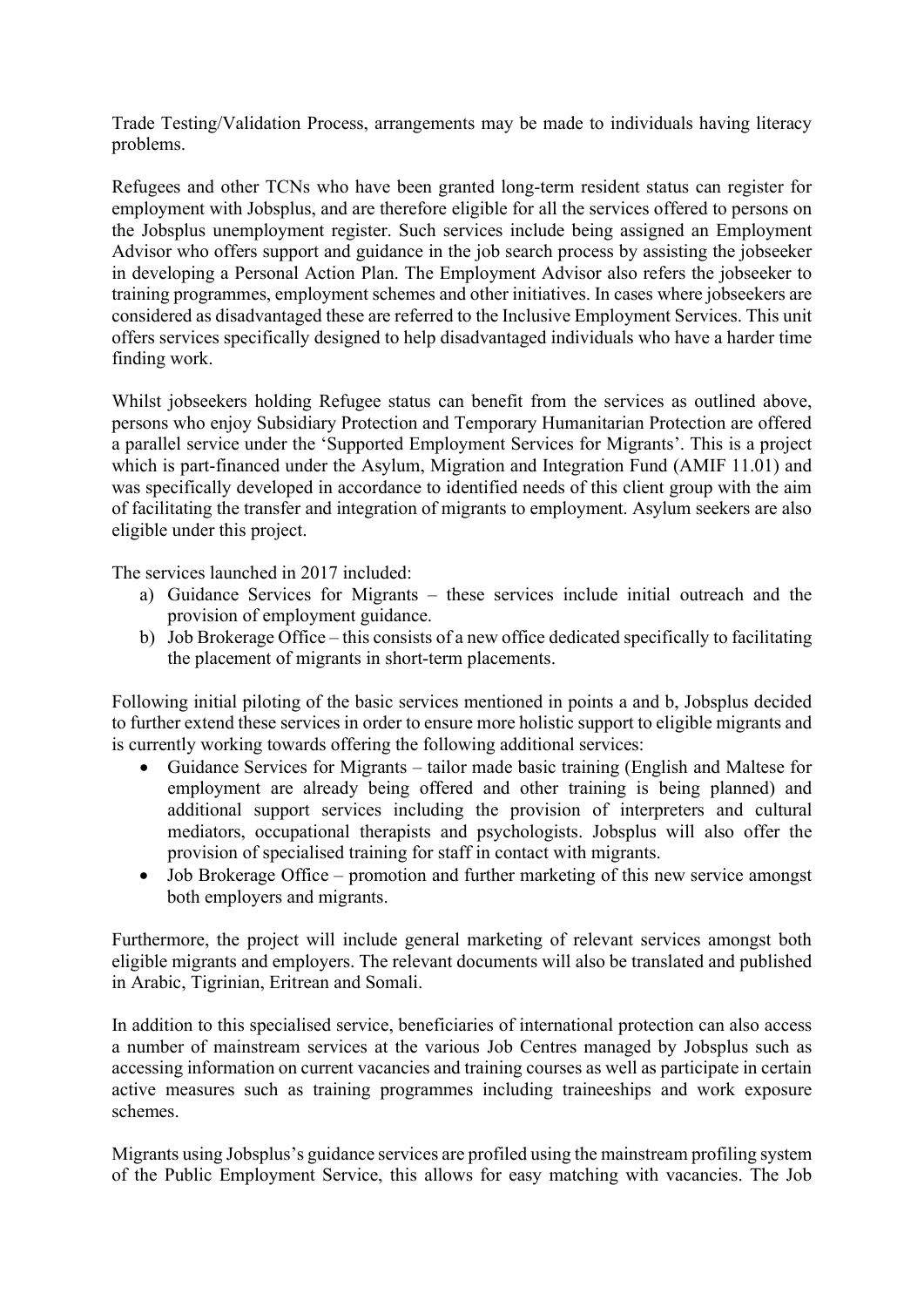Trade Testing/Validation Process, arrangements may be made to individuals having literacy problems.

Refugees and other TCNs who have been granted long-term resident status can register for employment with Jobsplus, and are therefore eligible for all the services offered to persons on the Jobsplus unemployment register. Such services include being assigned an Employment Advisor who offers support and guidance in the job search process by assisting the jobseeker in developing a Personal Action Plan. The Employment Advisor also refers the jobseeker to training programmes, employment schemes and other initiatives. In cases where jobseekers are considered as disadvantaged these are referred to the Inclusive Employment Services. This unit offers services specifically designed to help disadvantaged individuals who have a harder time finding work.

Whilst jobseekers holding Refugee status can benefit from the services as outlined above, persons who enjoy Subsidiary Protection and Temporary Humanitarian Protection are offered a parallel service under the 'Supported Employment Services for Migrants'. This is a project which is part-financed under the Asylum, Migration and Integration Fund (AMIF 11.01) and was specifically developed in accordance to identified needs of this client group with the aim of facilitating the transfer and integration of migrants to employment. Asylum seekers are also eligible under this project.

The services launched in 2017 included:

a) Guidance Services for Migrants – these services include initial outreach and the provision of employment guidance.
b) Job Brokerage Office – this consists of a new office dedicated specifically to facilitating the placement of migrants in short-term placements.

Following initial piloting of the basic services mentioned in points a and b, Jobsplus decided to further extend these services in order to ensure more holistic support to eligible migrants and is currently working towards offering the following additional services:

- Guidance Services for Migrants – tailor made basic training (English and Maltese for employment are already being offered and other training is being planned) and additional support services including the provision of interpreters and cultural mediators, occupational therapists and psychologists. Jobsplus will also offer the provision of specialised training for staff in contact with migrants.
- Job Brokerage Office – promotion and further marketing of this new service amongst both employers and migrants.

Furthermore, the project will include general marketing of relevant services amongst both eligible migrants and employers. The relevant documents will also be translated and published in Arabic, Tigrinian, Eritrean and Somali.

In addition to this specialised service, beneficiaries of international protection can also access a number of mainstream services at the various Job Centres managed by Jobsplus such as accessing information on current vacancies and training courses as well as participate in certain active measures such as training programmes including traineeships and work exposure schemes.

Migrants using Jobsplus's guidance services are profiled using the mainstream profiling system of the Public Employment Service, this allows for easy matching with vacancies. The Job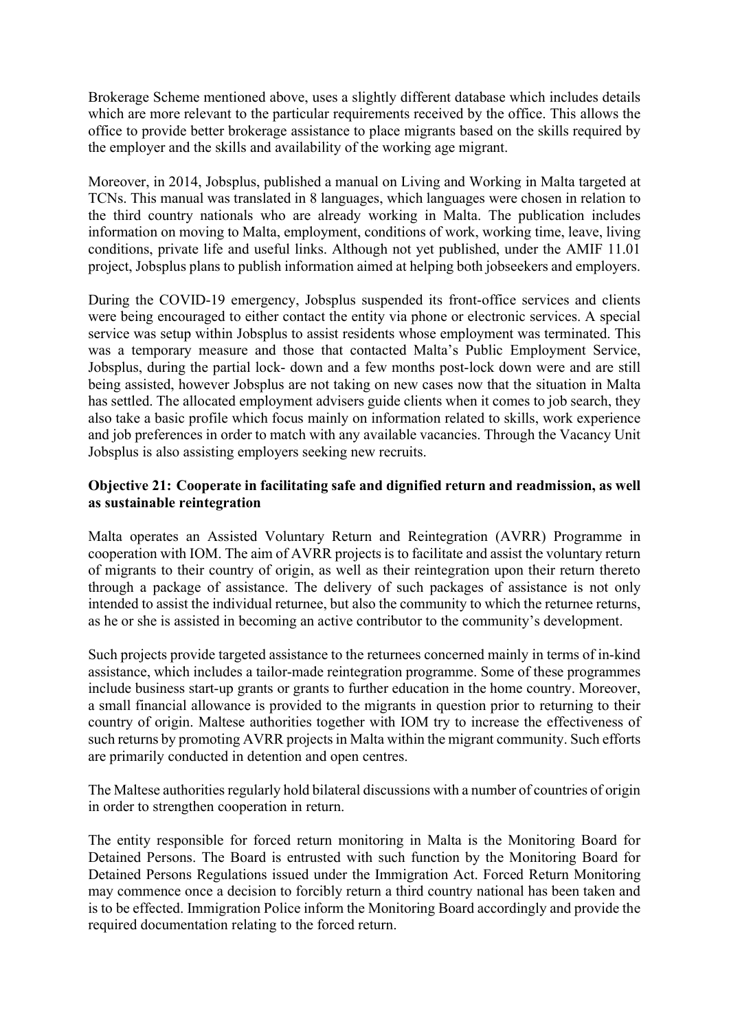Brokerage Scheme mentioned above, uses a slightly different database which includes details which are more relevant to the particular requirements received by the office. This allows the office to provide better brokerage assistance to place migrants based on the skills required by the employer and the skills and availability of the working age migrant.

Moreover, in 2014, Jobsplus, published a manual on Living and Working in Malta targeted at TCNs. This manual was translated in 8 languages, which languages were chosen in relation to the third country nationals who are already working in Malta. The publication includes information on moving to Malta, employment, conditions of work, working time, leave, living conditions, private life and useful links. Although not yet published, under the AMIF 11.01 project, Jobsplus plans to publish information aimed at helping both jobseekers and employers.

During the COVID-19 emergency, Jobsplus suspended its front-office services and clients were being encouraged to either contact the entity via phone or electronic services. A special service was setup within Jobsplus to assist residents whose employment was terminated. This was a temporary measure and those that contacted Malta's Public Employment Service, Jobsplus, during the partial lock- down and a few months post-lock down were and are still being assisted, however Jobsplus are not taking on new cases now that the situation in Malta has settled. The allocated employment advisers guide clients when it comes to job search, they also take a basic profile which focus mainly on information related to skills, work experience and job preferences in order to match with any available vacancies. Through the Vacancy Unit Jobsplus is also assisting employers seeking new recruits.

**Objective 21: Cooperate in facilitating safe and dignified return and readmission, as well as sustainable reintegration**

Malta operates an Assisted Voluntary Return and Reintegration (AVRR) Programme in cooperation with IOM. The aim of AVRR projects is to facilitate and assist the voluntary return of migrants to their country of origin, as well as their reintegration upon their return thereto through a package of assistance. The delivery of such packages of assistance is not only intended to assist the individual returnee, but also the community to which the returnee returns, as he or she is assisted in becoming an active contributor to the community's development.

Such projects provide targeted assistance to the returnees concerned mainly in terms of in-kind assistance, which includes a tailor-made reintegration programme. Some of these programmes include business start-up grants or grants to further education in the home country. Moreover, a small financial allowance is provided to the migrants in question prior to returning to their country of origin. Maltese authorities together with IOM try to increase the effectiveness of such returns by promoting AVRR projects in Malta within the migrant community. Such efforts are primarily conducted in detention and open centres.

The Maltese authorities regularly hold bilateral discussions with a number of countries of origin in order to strengthen cooperation in return.

The entity responsible for forced return monitoring in Malta is the Monitoring Board for Detained Persons. The Board is entrusted with such function by the Monitoring Board for Detained Persons Regulations issued under the Immigration Act. Forced Return Monitoring may commence once a decision to forcibly return a third country national has been taken and is to be effected. Immigration Police inform the Monitoring Board accordingly and provide the required documentation relating to the forced return.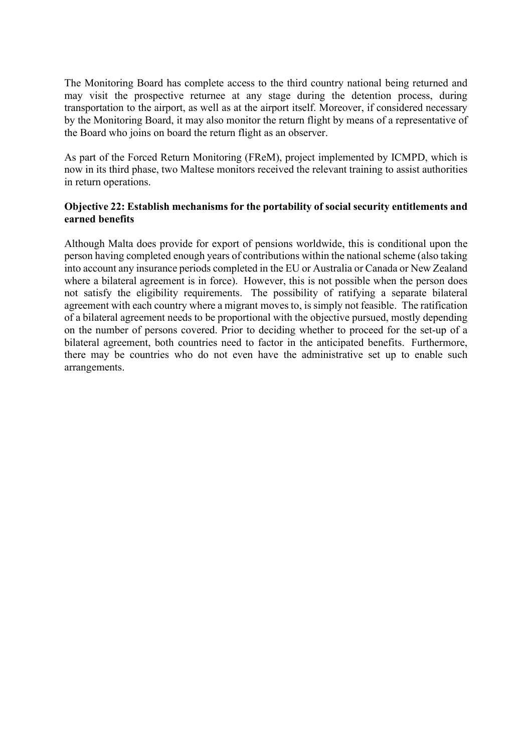The Monitoring Board has complete access to the third country national being returned and may visit the prospective returnee at any stage during the detention process, during transportation to the airport, as well as at the airport itself. Moreover, if considered necessary by the Monitoring Board, it may also monitor the return flight by means of a representative of the Board who joins on board the return flight as an observer.

As part of the Forced Return Monitoring (FReM), project implemented by ICMPD, which is now in its third phase, two Maltese monitors received the relevant training to assist authorities in return operations.

**Objective 22: Establish mechanisms for the portability of social security entitlements and earned benefits**

Although Malta does provide for export of pensions worldwide, this is conditional upon the person having completed enough years of contributions within the national scheme (also taking into account any insurance periods completed in the EU or Australia or Canada or New Zealand where a bilateral agreement is in force). However, this is not possible when the person does not satisfy the eligibility requirements. The possibility of ratifying a separate bilateral agreement with each country where a migrant moves to, is simply not feasible. The ratification of a bilateral agreement needs to be proportional with the objective pursued, mostly depending on the number of persons covered. Prior to deciding whether to proceed for the set-up of a bilateral agreement, both countries need to factor in the anticipated benefits. Furthermore, there may be countries who do not even have the administrative set up to enable such arrangements.